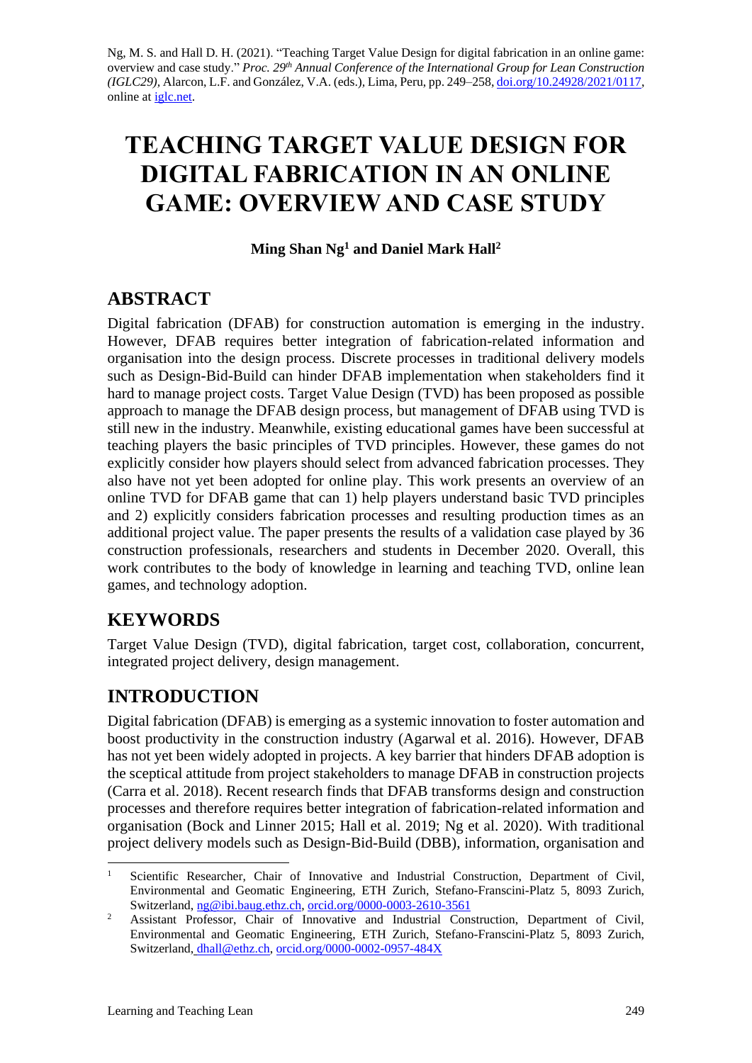Ng, M. S. and Hall D. H. (2021). "Teaching Target Value Design for digital fabrication in an online game: overview and case study." *Proc. 29th Annual Conference of the International Group for Lean Construction (IGLC29)*, Alarcon, L.F. and González, V.A. (eds.), Lima, Peru, pp. 249–258, doi.org/10.24928/2021/0117, online at iglc.net.

# TEACHING TARGET VALUE DESIGN FOR DIGITAL FABRICATION IN AN ONLINE GAME: OVERVIEW AND CASE STUDY

**Ming Shan Ng[1] and Daniel Mark Hall[2]**

## ABSTRACT

Digital fabrication (DFAB) for construction automation is emerging in the industry. However, DFAB requires better integration of fabrication-related information and organisation into the design process. Discrete processes in traditional delivery models such as Design-Bid-Build can hinder DFAB implementation when stakeholders find it hard to manage project costs. Target Value Design (TVD) has been proposed as possible approach to manage the DFAB design process, but management of DFAB using TVD is still new in the industry. Meanwhile, existing educational games have been successful at teaching players the basic principles of TVD principles. However, these games do not explicitly consider how players should select from advanced fabrication processes. They also have not yet been adopted for online play. This work presents an overview of an online TVD for DFAB game that can 1) help players understand basic TVD principles and 2) explicitly considers fabrication processes and resulting production times as an additional project value. The paper presents the results of a validation case played by 36 construction professionals, researchers and students in December 2020. Overall, this work contributes to the body of knowledge in learning and teaching TVD, online lean games, and technology adoption.

## KEYWORDS

Target Value Design (TVD), digital fabrication, target cost, collaboration, concurrent, integrated project delivery, design management.

## INTRODUCTION

Digital fabrication (DFAB) is emerging as a systemic innovation to foster automation and boost productivity in the construction industry (Agarwal et al. 2016). However, DFAB has not yet been widely adopted in projects. A key barrier that hinders DFAB adoption is the sceptical attitude from project stakeholders to manage DFAB in construction projects (Carra et al. 2018). Recent research finds that DFAB transforms design and construction processes and therefore requires better integration of fabrication-related information and organisation (Bock and Linner 2015; Hall et al. 2019; Ng et al. 2020). With traditional project delivery models such as Design-Bid-Build (DBB), information, organisation and

---

[1] Scientific Researcher, Chair of Innovative and Industrial Construction, Department of Civil, Environmental and Geomatic Engineering, ETH Zurich, Stefano-Franscini-Platz 5, 8093 Zurich, Switzerland, ng@ibi.baug.ethz.ch, orcid.org/0000-0003-2610-3561

[2] Assistant Professor, Chair of Innovative and Industrial Construction, Department of Civil, Environmental and Geomatic Engineering, ETH Zurich, Stefano-Franscini-Platz 5, 8093 Zurich, Switzerland, dhall@ethz.ch, orcid.org/0000-0002-0957-484X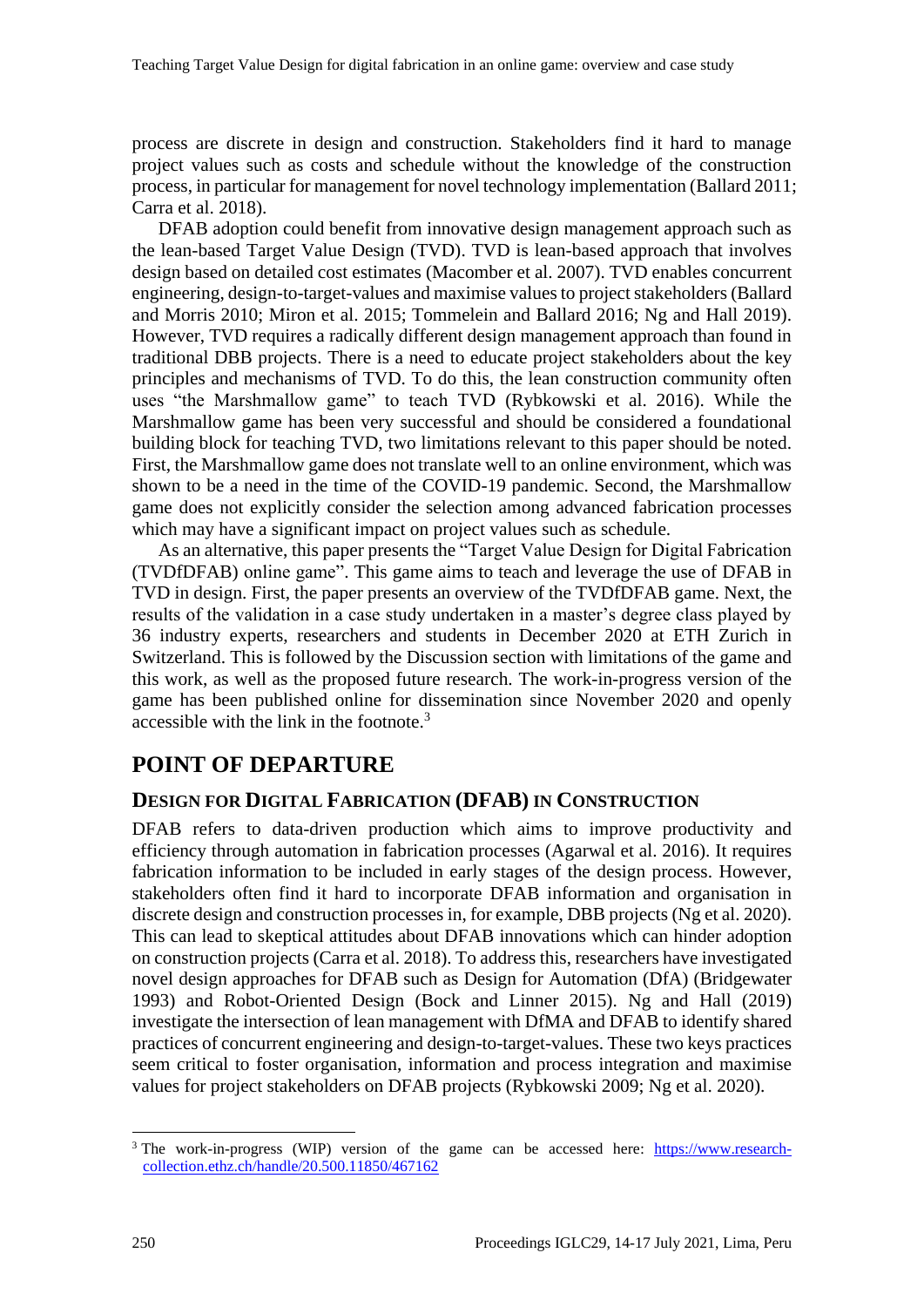process are discrete in design and construction. Stakeholders find it hard to manage project values such as costs and schedule without the knowledge of the construction process, in particular for management for novel technology implementation (Ballard 2011; Carra et al. 2018).

DFAB adoption could benefit from innovative design management approach such as the lean-based Target Value Design (TVD). TVD is lean-based approach that involves design based on detailed cost estimates (Macomber et al. 2007). TVD enables concurrent engineering, design-to-target-values and maximise values to project stakeholders (Ballard and Morris 2010; Miron et al. 2015; Tommelein and Ballard 2016; Ng and Hall 2019). However, TVD requires a radically different design management approach than found in traditional DBB projects. There is a need to educate project stakeholders about the key principles and mechanisms of TVD. To do this, the lean construction community often uses "the Marshmallow game" to teach TVD (Rybkowski et al. 2016). While the Marshmallow game has been very successful and should be considered a foundational building block for teaching TVD, two limitations relevant to this paper should be noted. First, the Marshmallow game does not translate well to an online environment, which was shown to be a need in the time of the COVID-19 pandemic. Second, the Marshmallow game does not explicitly consider the selection among advanced fabrication processes which may have a significant impact on project values such as schedule.

As an alternative, this paper presents the "Target Value Design for Digital Fabrication (TVDfDFAB) online game". This game aims to teach and leverage the use of DFAB in TVD in design. First, the paper presents an overview of the TVDfDFAB game. Next, the results of the validation in a case study undertaken in a master's degree class played by 36 industry experts, researchers and students in December 2020 at ETH Zurich in Switzerland. This is followed by the Discussion section with limitations of the game and this work, as well as the proposed future research. The work-in-progress version of the game has been published online for dissemination since November 2020 and openly accessible with the link in the footnote.[3]

# POINT OF DEPARTURE

## DESIGN FOR DIGITAL FABRICATION (DFAB) IN CONSTRUCTION

DFAB refers to data-driven production which aims to improve productivity and efficiency through automation in fabrication processes (Agarwal et al. 2016). It requires fabrication information to be included in early stages of the design process. However, stakeholders often find it hard to incorporate DFAB information and organisation in discrete design and construction processes in, for example, DBB projects (Ng et al. 2020). This can lead to skeptical attitudes about DFAB innovations which can hinder adoption on construction projects (Carra et al. 2018). To address this, researchers have investigated novel design approaches for DFAB such as Design for Automation (DfA) (Bridgewater 1993) and Robot-Oriented Design (Bock and Linner 2015). Ng and Hall (2019) investigate the intersection of lean management with DfMA and DFAB to identify shared practices of concurrent engineering and design-to-target-values. These two keys practices seem critical to foster organisation, information and process integration and maximise values for project stakeholders on DFAB projects (Rybkowski 2009; Ng et al. 2020).

[3] The work-in-progress (WIP) version of the game can be accessed here: https://www.research-collection.ethz.ch/handle/20.500.11850/467162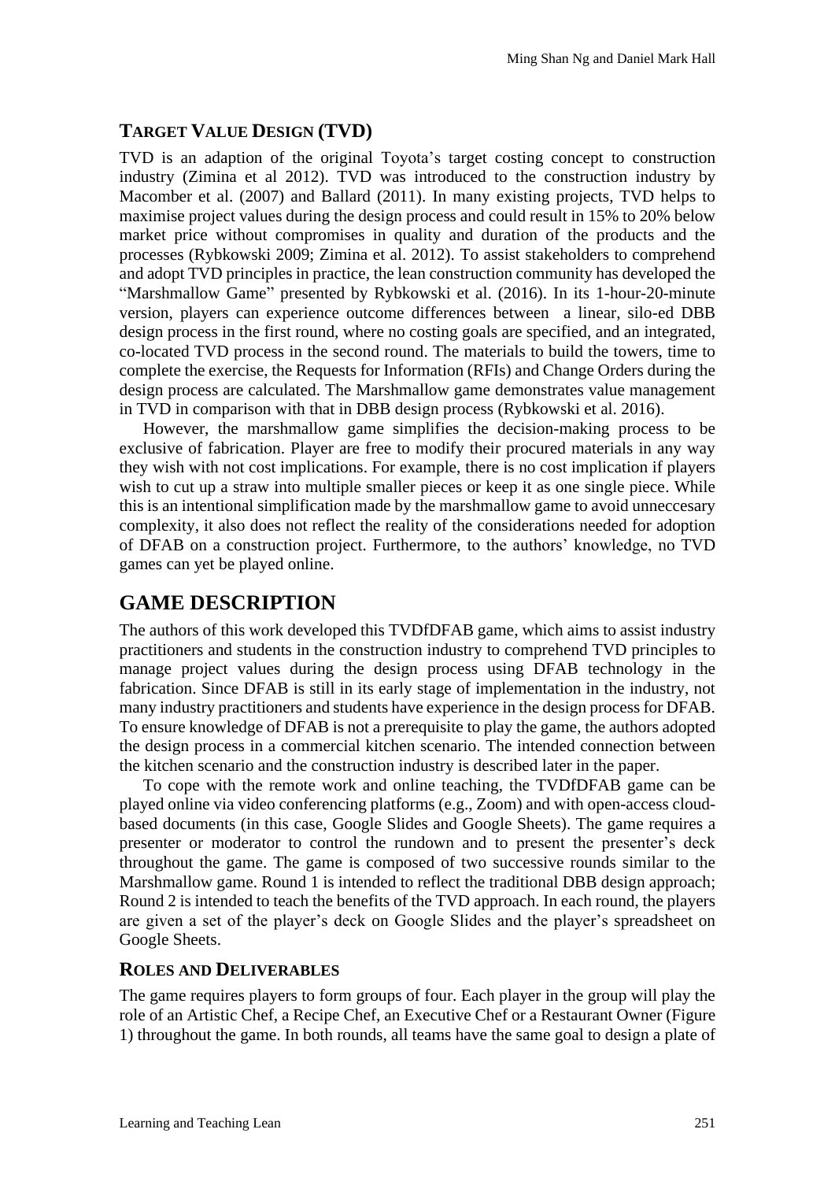### TARGET VALUE DESIGN (TVD)

TVD is an adaption of the original Toyota's target costing concept to construction industry (Zimina et al 2012). TVD was introduced to the construction industry by Macomber et al. (2007) and Ballard (2011). In many existing projects, TVD helps to maximise project values during the design process and could result in 15% to 20% below market price without compromises in quality and duration of the products and the processes (Rybkowski 2009; Zimina et al. 2012). To assist stakeholders to comprehend and adopt TVD principles in practice, the lean construction community has developed the "Marshmallow Game" presented by Rybkowski et al. (2016). In its 1-hour-20-minute version, players can experience outcome differences between a linear, silo-ed DBB design process in the first round, where no costing goals are specified, and an integrated, co-located TVD process in the second round. The materials to build the towers, time to complete the exercise, the Requests for Information (RFIs) and Change Orders during the design process are calculated. The Marshmallow game demonstrates value management in TVD in comparison with that in DBB design process (Rybkowski et al. 2016).

However, the marshmallow game simplifies the decision-making process to be exclusive of fabrication. Player are free to modify their procured materials in any way they wish with not cost implications. For example, there is no cost implication if players wish to cut up a straw into multiple smaller pieces or keep it as one single piece. While this is an intentional simplification made by the marshmallow game to avoid unneccesary complexity, it also does not reflect the reality of the considerations needed for adoption of DFAB on a construction project. Furthermore, to the authors' knowledge, no TVD games can yet be played online.

## GAME DESCRIPTION

The authors of this work developed this TVDfDFAB game, which aims to assist industry practitioners and students in the construction industry to comprehend TVD principles to manage project values during the design process using DFAB technology in the fabrication. Since DFAB is still in its early stage of implementation in the industry, not many industry practitioners and students have experience in the design process for DFAB. To ensure knowledge of DFAB is not a prerequisite to play the game, the authors adopted the design process in a commercial kitchen scenario. The intended connection between the kitchen scenario and the construction industry is described later in the paper.

To cope with the remote work and online teaching, the TVDfDFAB game can be played online via video conferencing platforms (e.g., Zoom) and with open-access cloud-based documents (in this case, Google Slides and Google Sheets). The game requires a presenter or moderator to control the rundown and to present the presenter's deck throughout the game. The game is composed of two successive rounds similar to the Marshmallow game. Round 1 is intended to reflect the traditional DBB design approach; Round 2 is intended to teach the benefits of the TVD approach. In each round, the players are given a set of the player's deck on Google Slides and the player's spreadsheet on Google Sheets.

### ROLES AND DELIVERABLES

The game requires players to form groups of four. Each player in the group will play the role of an Artistic Chef, a Recipe Chef, an Executive Chef or a Restaurant Owner (Figure 1) throughout the game. In both rounds, all teams have the same goal to design a plate of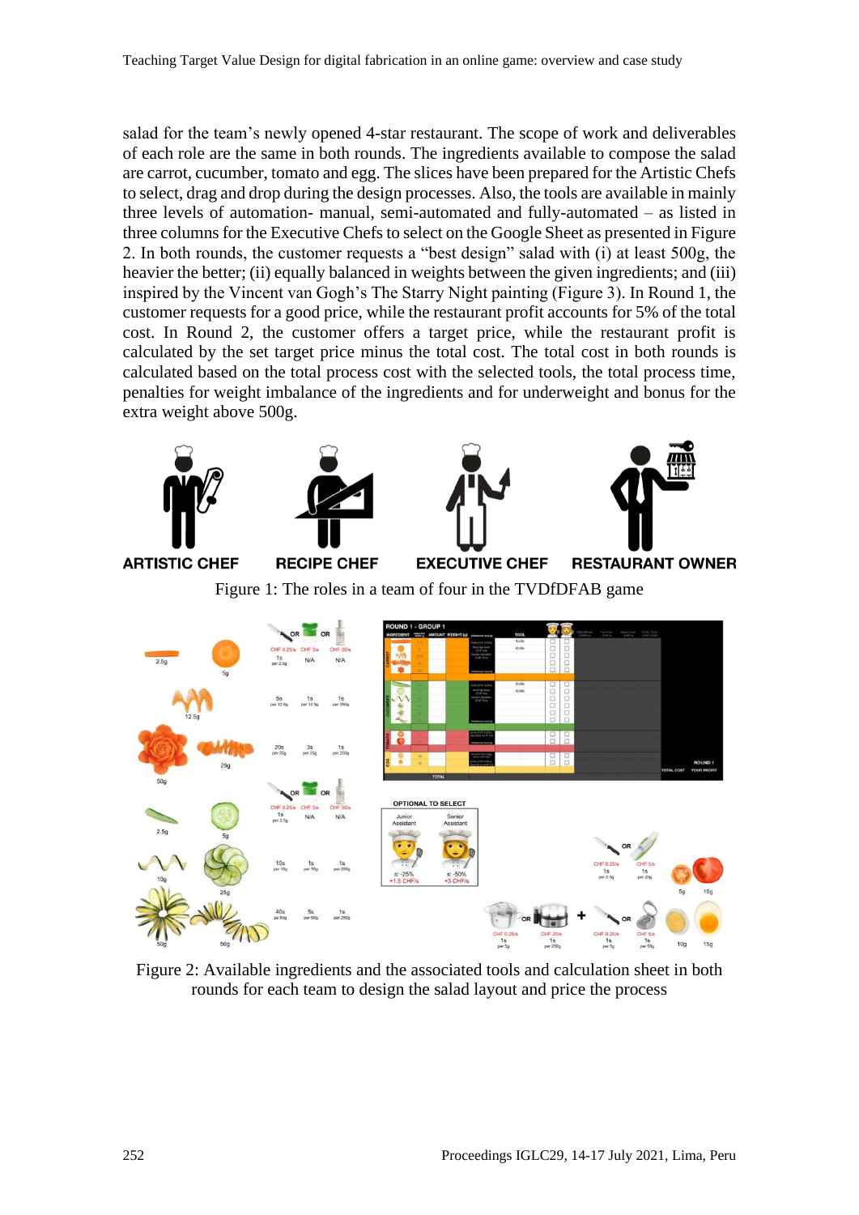salad for the team's newly opened 4-star restaurant. The scope of work and deliverables of each role are the same in both rounds. The ingredients available to compose the salad are carrot, cucumber, tomato and egg. The slices have been prepared for the Artistic Chefs to select, drag and drop during the design processes. Also, the tools are available in mainly three levels of automation- manual, semi-automated and fully-automated – as listed in three columns for the Executive Chefs to select on the Google Sheet as presented in Figure 2. In both rounds, the customer requests a "best design" salad with (i) at least 500g, the heavier the better; (ii) equally balanced in weights between the given ingredients; and (iii) inspired by the Vincent van Gogh's The Starry Night painting (Figure 3). In Round 1, the customer requests for a good price, while the restaurant profit accounts for 5% of the total cost. In Round 2, the customer offers a target price, while the restaurant profit is calculated by the set target price minus the total cost. The total cost in both rounds is calculated based on the total process cost with the selected tools, the total process time, penalties for weight imbalance of the ingredients and for underweight and bonus for the extra weight above 500g.

Figure 1: The roles in a team of four in the TVDfDFAB game

Figure 2: Available ingredients and the associated tools and calculation sheet in both rounds for each team to design the salad layout and price the process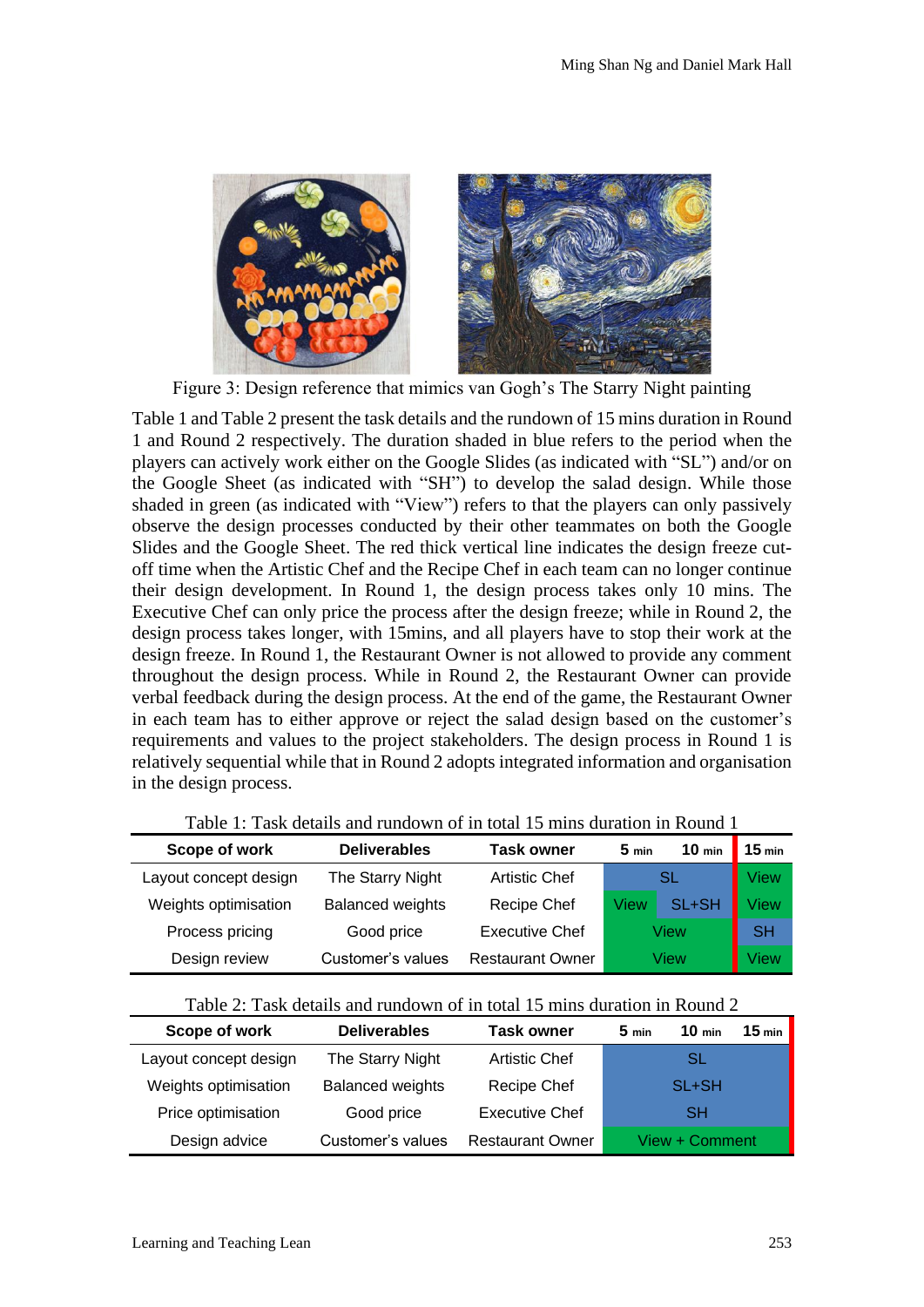Figure 3: Design reference that mimics van Gogh's The Starry Night painting

Table 1 and Table 2 present the task details and the rundown of 15 mins duration in Round 1 and Round 2 respectively. The duration shaded in blue refers to the period when the players can actively work either on the Google Slides (as indicated with "SL") and/or on the Google Sheet (as indicated with "SH") to develop the salad design. While those shaded in green (as indicated with "View") refers to that the players can only passively observe the design processes conducted by their other teammates on both the Google Slides and the Google Sheet. The red thick vertical line indicates the design freeze cut-off time when the Artistic Chef and the Recipe Chef in each team can no longer continue their design development. In Round 1, the design process takes only 10 mins. The Executive Chef can only price the process after the design freeze; while in Round 2, the design process takes longer, with 15mins, and all players have to stop their work at the design freeze. In Round 1, the Restaurant Owner is not allowed to provide any comment throughout the design process. While in Round 2, the Restaurant Owner can provide verbal feedback during the design process. At the end of the game, the Restaurant Owner in each team has to either approve or reject the salad design based on the customer's requirements and values to the project stakeholders. The design process in Round 1 is relatively sequential while that in Round 2 adopts integrated information and organisation in the design process.

Table 1: Task details and rundown of in total 15 mins duration in Round 1

| Scope of work | Deliverables | Task owner | 5 min | 10 min | 15 min |
|---|---|---|---|---|---|
| Layout concept design | The Starry Night | Artistic Chef | SL | | View |
| Weights optimisation | Balanced weights | Recipe Chef | View | SL+SH | View |
| Process pricing | Good price | Executive Chef | View | | SH |
| Design review | Customer's values | Restaurant Owner | View | | View |

Table 2: Task details and rundown of in total 15 mins duration in Round 2

| Scope of work | Deliverables | Task owner | 5 min | 10 min | 15 min |
|---|---|---|---|---|---|
| Layout concept design | The Starry Night | Artistic Chef | SL | | |
| Weights optimisation | Balanced weights | Recipe Chef | SL+SH | | |
| Price optimisation | Good price | Executive Chef | SH | | |
| Design advice | Customer's values | Restaurant Owner | View + Comment | | |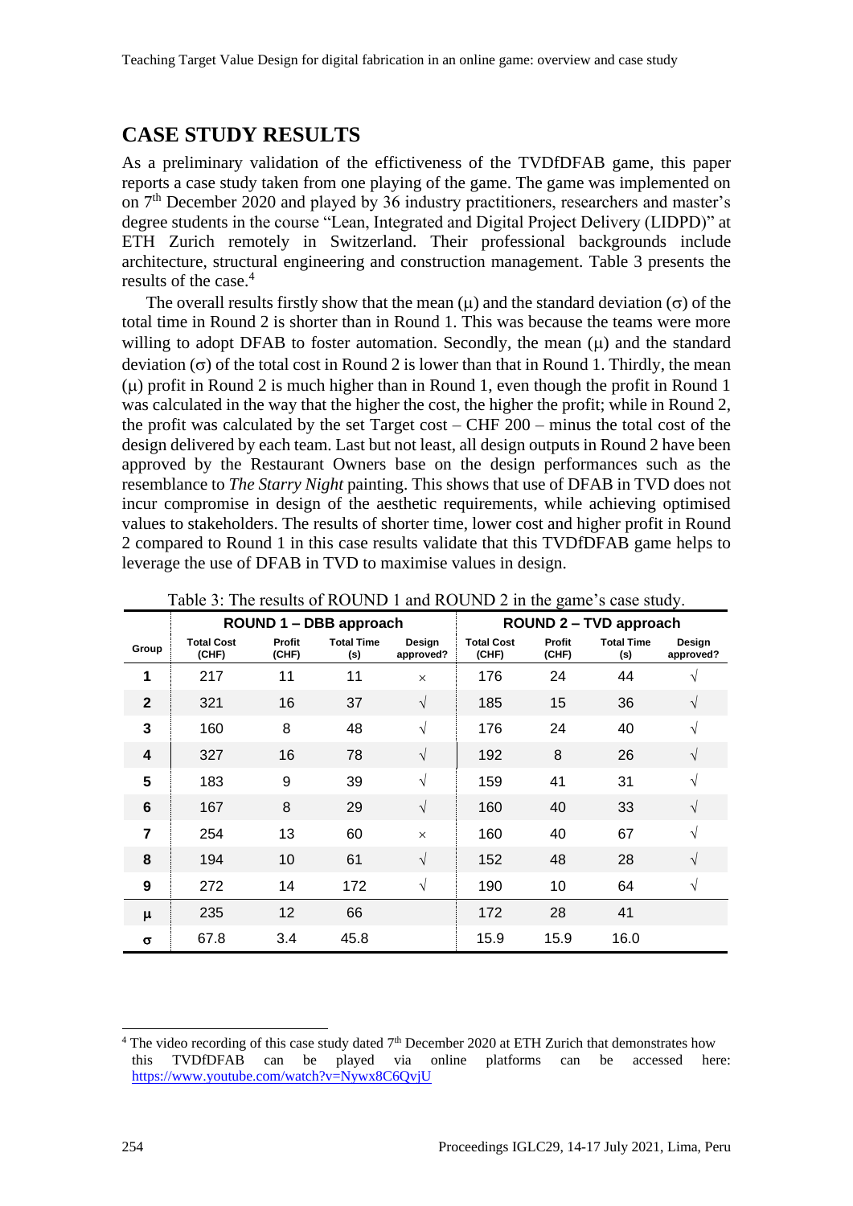## CASE STUDY RESULTS

As a preliminary validation of the effectiveness of the TVDfDFAB game, this paper reports a case study taken from one playing of the game. The game was implemented on on 7th December 2020 and played by 36 industry practitioners, researchers and master's degree students in the course "Lean, Integrated and Digital Project Delivery (LIDPD)" at ETH Zurich remotely in Switzerland. Their professional backgrounds include architecture, structural engineering and construction management. Table 3 presents the results of the case.[4]

The overall results firstly show that the mean ($\mu$) and the standard deviation ($\sigma$) of the total time in Round 2 is shorter than in Round 1. This was because the teams were more willing to adopt DFAB to foster automation. Secondly, the mean ($\mu$) and the standard deviation ($\sigma$) of the total cost in Round 2 is lower than that in Round 1. Thirdly, the mean ($\mu$) profit in Round 2 is much higher than in Round 1, even though the profit in Round 1 was calculated in the way that the higher the cost, the higher the profit; while in Round 2, the profit was calculated by the set Target cost – CHF 200 – minus the total cost of the design delivered by each team. Last but not least, all design outputs in Round 2 have been approved by the Restaurant Owners base on the design performances such as the resemblance to *The Starry Night* painting. This shows that use of DFAB in TVD does not incur compromise in design of the aesthetic requirements, while achieving optimised values to stakeholders. The results of shorter time, lower cost and higher profit in Round 2 compared to Round 1 in this case results validate that this TVDfDFAB game helps to leverage the use of DFAB in TVD to maximise values in design.

Table 3: The results of ROUND 1 and ROUND 2 in the game's case study.

| | ROUND 1 – DBB approach | | | | ROUND 2 – TVD approach | | | |
|---|---|---|---|---|---|---|---|---|
| Group | Total Cost (CHF) | Profit (CHF) | Total Time (s) | Design approved? | Total Cost (CHF) | Profit (CHF) | Total Time (s) | Design approved? |
| 1 | 217 | 11 | 11 | × | 176 | 24 | 44 | √ |
| 2 | 321 | 16 | 37 | √ | 185 | 15 | 36 | √ |
| 3 | 160 | 8 | 48 | √ | 176 | 24 | 40 | √ |
| 4 | 327 | 16 | 78 | √ | 192 | 8 | 26 | √ |
| 5 | 183 | 9 | 39 | √ | 159 | 41 | 31 | √ |
| 6 | 167 | 8 | 29 | √ | 160 | 40 | 33 | √ |
| 7 | 254 | 13 | 60 | × | 160 | 40 | 67 | √ |
| 8 | 194 | 10 | 61 | √ | 152 | 48 | 28 | √ |
| 9 | 272 | 14 | 172 | √ | 190 | 10 | 64 | √ |
| $\mu$ | 235 | 12 | 66 | | 172 | 28 | 41 | |
| $\sigma$ | 67.8 | 3.4 | 45.8 | | 15.9 | 15.9 | 16.0 | |

[4] The video recording of this case study dated 7th December 2020 at ETH Zurich that demonstrates how this TVDfDFAB can be played via online platforms can be accessed here: https://www.youtube.com/watch?v=Nywx8C6QvjU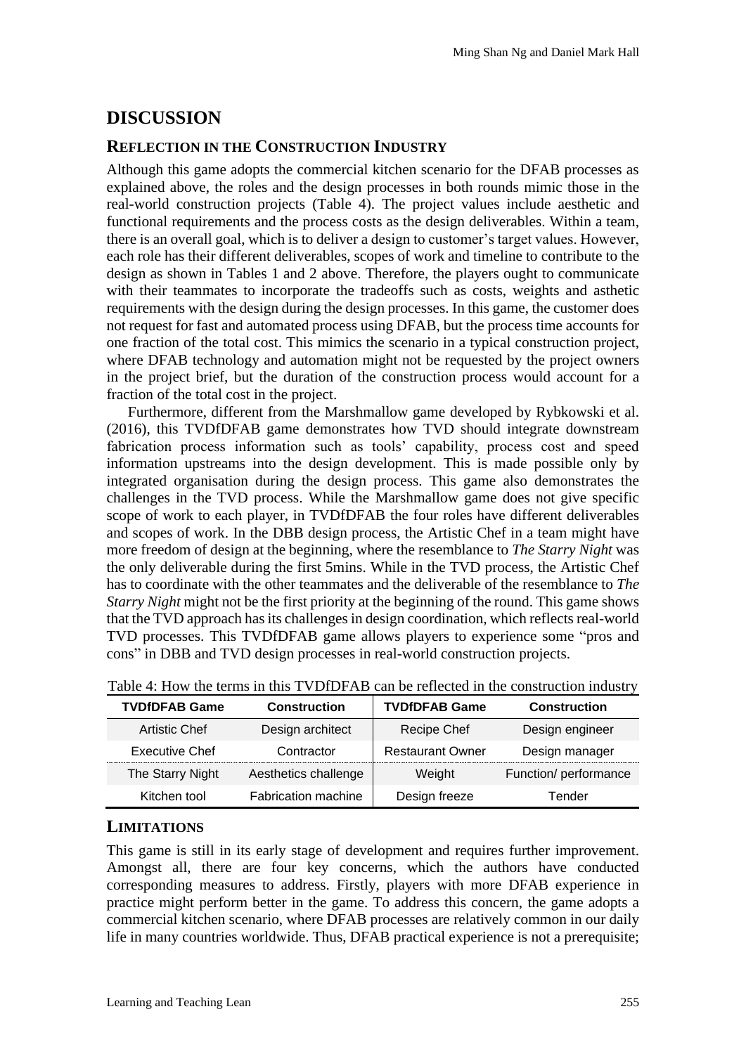# DISCUSSION

## Reflection in the Construction Industry

Although this game adopts the commercial kitchen scenario for the DFAB processes as explained above, the roles and the design processes in both rounds mimic those in the real-world construction projects (Table 4). The project values include aesthetic and functional requirements and the process costs as the design deliverables. Within a team, there is an overall goal, which is to deliver a design to customer's target values. However, each role has their different deliverables, scopes of work and timeline to contribute to the design as shown in Tables 1 and 2 above. Therefore, the players ought to communicate with their teammates to incorporate the tradeoffs such as costs, weights and asthetic requirements with the design during the design processes. In this game, the customer does not request for fast and automated process using DFAB, but the process time accounts for one fraction of the total cost. This mimics the scenario in a typical construction project, where DFAB technology and automation might not be requested by the project owners in the project brief, but the duration of the construction process would account for a fraction of the total cost in the project.

Furthermore, different from the Marshmallow game developed by Rybkowski et al. (2016), this TVDfDFAB game demonstrates how TVD should integrate downstream fabrication process information such as tools' capability, process cost and speed information upstreams into the design development. This is made possible only by integrated organisation during the design process. This game also demonstrates the challenges in the TVD process. While the Marshmallow game does not give specific scope of work to each player, in TVDfDFAB the four roles have different deliverables and scopes of work. In the DBB design process, the Artistic Chef in a team might have more freedom of design at the beginning, where the resemblance to *The Starry Night* was the only deliverable during the first 5mins. While in the TVD process, the Artistic Chef has to coordinate with the other teammates and the deliverable of the resemblance to *The Starry Night* might not be the first priority at the beginning of the round. This game shows that the TVD approach has its challenges in design coordination, which reflects real-world TVD processes. This TVDfDFAB game allows players to experience some "pros and cons" in DBB and TVD design processes in real-world construction projects.

Table 4: How the terms in this TVDfDFAB can be reflected in the construction industry

| TVDfDFAB Game | Construction | TVDfDFAB Game | Construction |
|---|---|---|---|
| Artistic Chef | Design architect | Recipe Chef | Design engineer |
| Executive Chef | Contractor | Restaurant Owner | Design manager |
| The Starry Night | Aesthetics challenge | Weight | Function/ performance |
| Kitchen tool | Fabrication machine | Design freeze | Tender |

## Limitations

This game is still in its early stage of development and requires further improvement. Amongst all, there are four key concerns, which the authors have conducted corresponding measures to address. Firstly, players with more DFAB experience in practice might perform better in the game. To address this concern, the game adopts a commercial kitchen scenario, where DFAB processes are relatively common in our daily life in many countries worldwide. Thus, DFAB practical experience is not a prerequisite;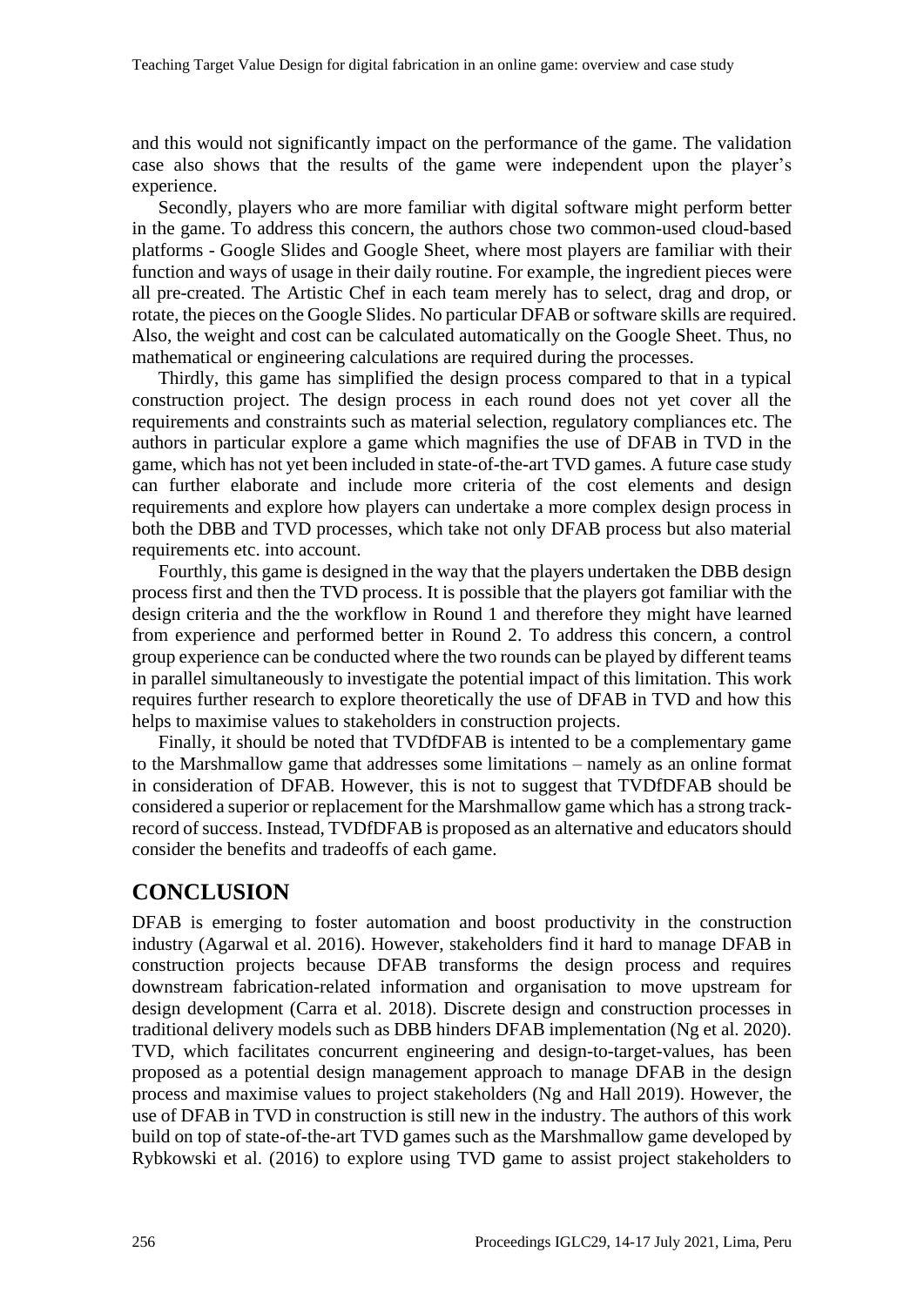and this would not significantly impact on the performance of the game. The validation case also shows that the results of the game were independent upon the player's experience.

Secondly, players who are more familiar with digital software might perform better in the game. To address this concern, the authors chose two common-used cloud-based platforms - Google Slides and Google Sheet, where most players are familiar with their function and ways of usage in their daily routine. For example, the ingredient pieces were all pre-created. The Artistic Chef in each team merely has to select, drag and drop, or rotate, the pieces on the Google Slides. No particular DFAB or software skills are required. Also, the weight and cost can be calculated automatically on the Google Sheet. Thus, no mathematical or engineering calculations are required during the processes.

Thirdly, this game has simplified the design process compared to that in a typical construction project. The design process in each round does not yet cover all the requirements and constraints such as material selection, regulatory compliances etc. The authors in particular explore a game which magnifies the use of DFAB in TVD in the game, which has not yet been included in state-of-the-art TVD games. A future case study can further elaborate and include more criteria of the cost elements and design requirements and explore how players can undertake a more complex design process in both the DBB and TVD processes, which take not only DFAB process but also material requirements etc. into account.

Fourthly, this game is designed in the way that the players undertaken the DBB design process first and then the TVD process. It is possible that the players got familiar with the design criteria and the the workflow in Round 1 and therefore they might have learned from experience and performed better in Round 2. To address this concern, a control group experience can be conducted where the two rounds can be played by different teams in parallel simultaneously to investigate the potential impact of this limitation. This work requires further research to explore theoretically the use of DFAB in TVD and how this helps to maximise values to stakeholders in construction projects.

Finally, it should be noted that TVDfDFAB is intented to be a complementary game to the Marshmallow game that addresses some limitations – namely as an online format in consideration of DFAB. However, this is not to suggest that TVDfDFAB should be considered a superior or replacement for the Marshmallow game which has a strong track-record of success. Instead, TVDfDFAB is proposed as an alternative and educators should consider the benefits and tradeoffs of each game.

## CONCLUSION

DFAB is emerging to foster automation and boost productivity in the construction industry (Agarwal et al. 2016). However, stakeholders find it hard to manage DFAB in construction projects because DFAB transforms the design process and requires downstream fabrication-related information and organisation to move upstream for design development (Carra et al. 2018). Discrete design and construction processes in traditional delivery models such as DBB hinders DFAB implementation (Ng et al. 2020). TVD, which facilitates concurrent engineering and design-to-target-values, has been proposed as a potential design management approach to manage DFAB in the design process and maximise values to project stakeholders (Ng and Hall 2019). However, the use of DFAB in TVD in construction is still new in the industry. The authors of this work build on top of state-of-the-art TVD games such as the Marshmallow game developed by Rybkowski et al. (2016) to explore using TVD game to assist project stakeholders to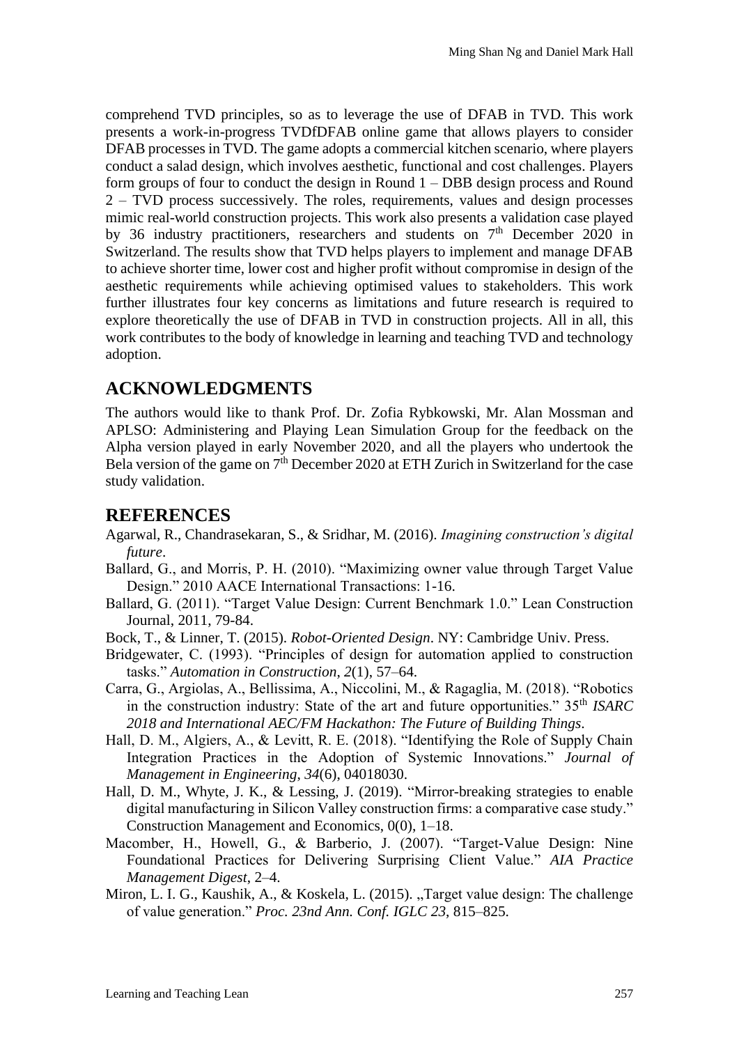comprehend TVD principles, so as to leverage the use of DFAB in TVD. This work presents a work-in-progress TVDfDFAB online game that allows players to consider DFAB processes in TVD. The game adopts a commercial kitchen scenario, where players conduct a salad design, which involves aesthetic, functional and cost challenges. Players form groups of four to conduct the design in Round 1 – DBB design process and Round 2 – TVD process successively. The roles, requirements, values and design processes mimic real-world construction projects. This work also presents a validation case played by 36 industry practitioners, researchers and students on 7th December 2020 in Switzerland. The results show that TVD helps players to implement and manage DFAB to achieve shorter time, lower cost and higher profit without compromise in design of the aesthetic requirements while achieving optimised values to stakeholders. This work further illustrates four key concerns as limitations and future research is required to explore theoretically the use of DFAB in TVD in construction projects. All in all, this work contributes to the body of knowledge in learning and teaching TVD and technology adoption.

## ACKNOWLEDGMENTS

The authors would like to thank Prof. Dr. Zofia Rybkowski, Mr. Alan Mossman and APLSO: Administering and Playing Lean Simulation Group for the feedback on the Alpha version played in early November 2020, and all the players who undertook the Bela version of the game on 7th December 2020 at ETH Zurich in Switzerland for the case study validation.

## REFERENCES

Agarwal, R., Chandrasekaran, S., & Sridhar, M. (2016). *Imagining construction's digital future*.

Ballard, G., and Morris, P. H. (2010). "Maximizing owner value through Target Value Design." 2010 AACE International Transactions: 1-16.

Ballard, G. (2011). "Target Value Design: Current Benchmark 1.0." Lean Construction Journal, 2011, 79-84.

Bock, T., & Linner, T. (2015). *Robot-Oriented Design*. NY: Cambridge Univ. Press.

Bridgewater, C. (1993). "Principles of design for automation applied to construction tasks." *Automation in Construction*, *2*(1), 57–64.

Carra, G., Argiolas, A., Bellissima, A., Niccolini, M., & Ragaglia, M. (2018). "Robotics in the construction industry: State of the art and future opportunities." 35th *ISARC 2018 and International AEC/FM Hackathon: The Future of Building Things*.

Hall, D. M., Algiers, A., & Levitt, R. E. (2018). "Identifying the Role of Supply Chain Integration Practices in the Adoption of Systemic Innovations." *Journal of Management in Engineering*, *34*(6), 04018030.

Hall, D. M., Whyte, J. K., & Lessing, J. (2019). "Mirror-breaking strategies to enable digital manufacturing in Silicon Valley construction firms: a comparative case study." Construction Management and Economics, 0(0), 1–18.

Macomber, H., Howell, G., & Barberio, J. (2007). "Target-Value Design: Nine Foundational Practices for Delivering Surprising Client Value." *AIA Practice Management Digest*, 2–4.

Miron, L. I. G., Kaushik, A., & Koskela, L. (2015). „Target value design: The challenge of value generation." *Proc. 23nd Ann. Conf. IGLC 23*, 815–825.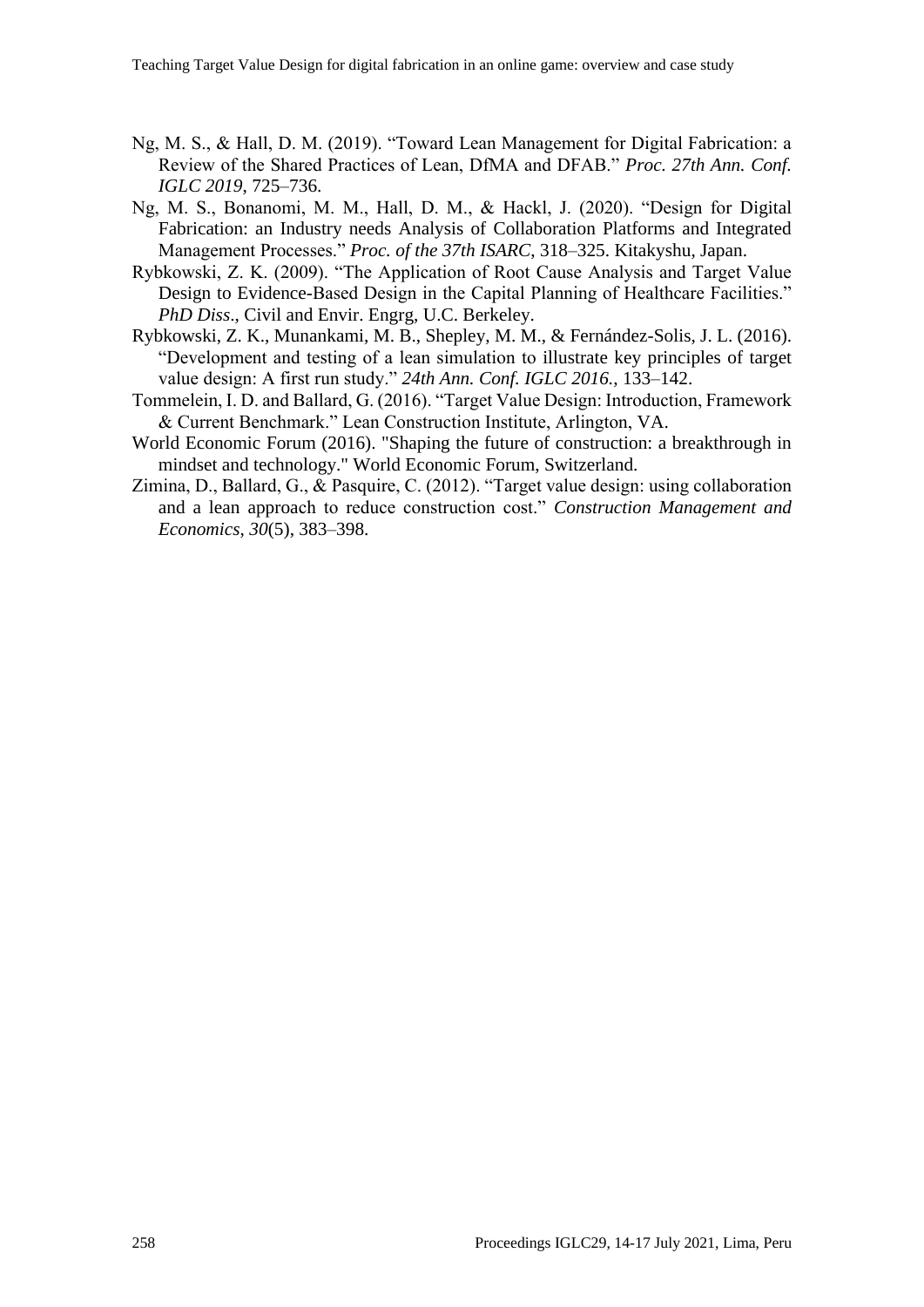Ng, M. S., & Hall, D. M. (2019). "Toward Lean Management for Digital Fabrication: a Review of the Shared Practices of Lean, DfMA and DFAB." *Proc. 27th Ann. Conf. IGLC 2019*, 725–736.

Ng, M. S., Bonanomi, M. M., Hall, D. M., & Hackl, J. (2020). "Design for Digital Fabrication: an Industry needs Analysis of Collaboration Platforms and Integrated Management Processes." *Proc. of the 37th ISARC*, 318–325. Kitakyshu, Japan.

Rybkowski, Z. K. (2009). "The Application of Root Cause Analysis and Target Value Design to Evidence-Based Design in the Capital Planning of Healthcare Facilities." *PhD Diss*., Civil and Envir. Engrg, U.C. Berkeley.

Rybkowski, Z. K., Munankami, M. B., Shepley, M. M., & Fernández-Solis, J. L. (2016). "Development and testing of a lean simulation to illustrate key principles of target value design: A first run study." *24th Ann. Conf. IGLC 2016.*, 133–142.

Tommelein, I. D. and Ballard, G. (2016). "Target Value Design: Introduction, Framework & Current Benchmark." Lean Construction Institute, Arlington, VA.

World Economic Forum (2016). "Shaping the future of construction: a breakthrough in mindset and technology." World Economic Forum, Switzerland.

Zimina, D., Ballard, G., & Pasquire, C. (2012). "Target value design: using collaboration and a lean approach to reduce construction cost." *Construction Management and Economics*, *30*(5), 383–398.